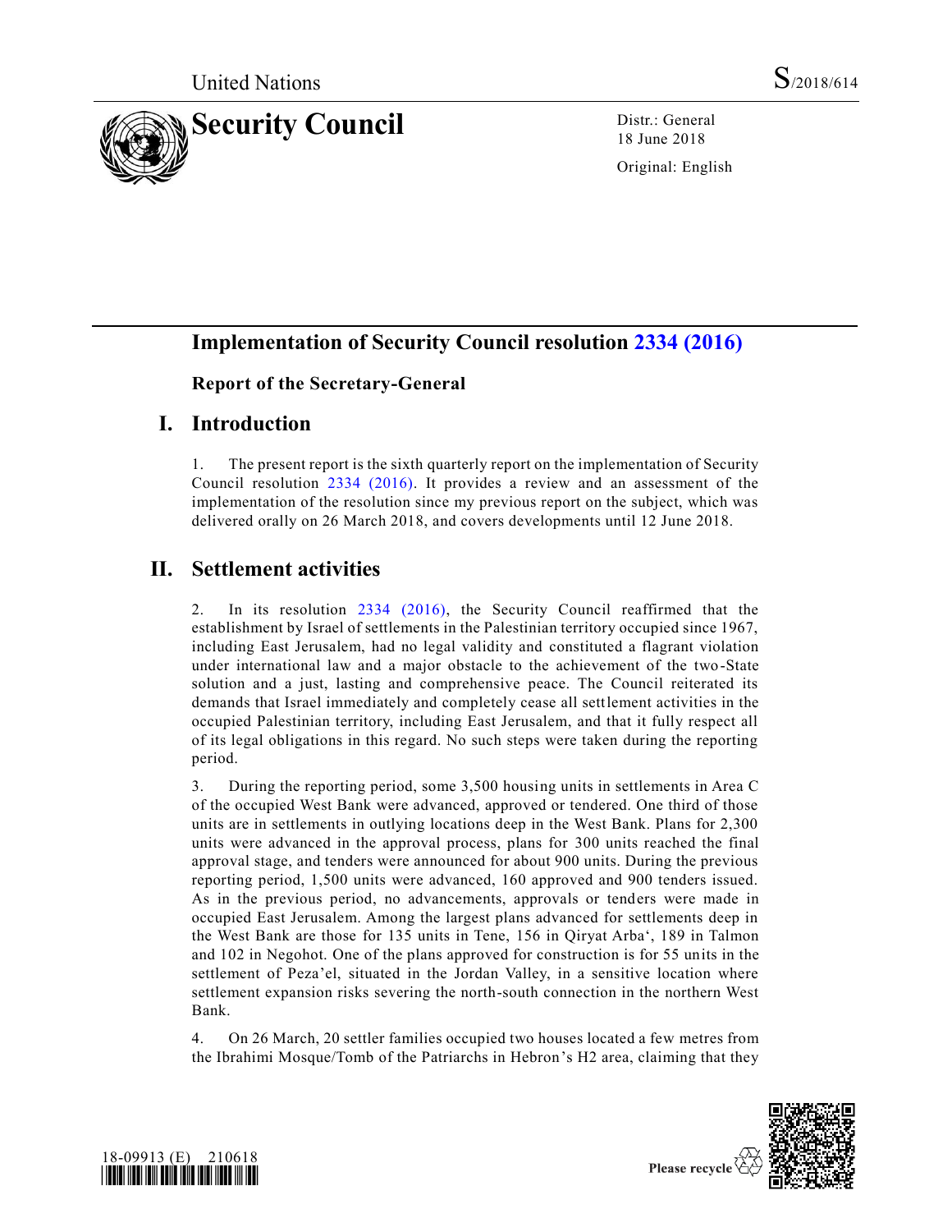United Nations S/2018/614

# Security Council

Distr.: General
18 June 2018

Original: English

## Implementation of Security Council resolution 2334 (2016)

### Report of the Secretary-General

## I. Introduction

1. The present report is the sixth quarterly report on the implementation of Security Council resolution 2334 (2016). It provides a review and an assessment of the implementation of the resolution since my previous report on the subject, which was delivered orally on 26 March 2018, and covers developments until 12 June 2018.

## II. Settlement activities

2. In its resolution 2334 (2016), the Security Council reaffirmed that the establishment by Israel of settlements in the Palestinian territory occupied since 1967, including East Jerusalem, had no legal validity and constituted a flagrant violation under international law and a major obstacle to the achievement of the two-State solution and a just, lasting and comprehensive peace. The Council reiterated its demands that Israel immediately and completely cease all settlement activities in the occupied Palestinian territory, including East Jerusalem, and that it fully respect all of its legal obligations in this regard. No such steps were taken during the reporting period.

3. During the reporting period, some 3,500 housing units in settlements in Area C of the occupied West Bank were advanced, approved or tendered. One third of those units are in settlements in outlying locations deep in the West Bank. Plans for 2,300 units were advanced in the approval process, plans for 300 units reached the final approval stage, and tenders were announced for about 900 units. During the previous reporting period, 1,500 units were advanced, 160 approved and 900 tenders issued. As in the previous period, no advancements, approvals or tenders were made in occupied East Jerusalem. Among the largest plans advanced for settlements deep in the West Bank are those for 135 units in Tene, 156 in Qiryat Arba‘, 189 in Talmon and 102 in Negohot. One of the plans approved for construction is for 55 units in the settlement of Peza’el, situated in the Jordan Valley, in a sensitive location where settlement expansion risks severing the north-south connection in the northern West Bank.

4. On 26 March, 20 settler families occupied two houses located a few metres from the Ibrahimi Mosque/Tomb of the Patriarchs in Hebron’s H2 area, claiming that they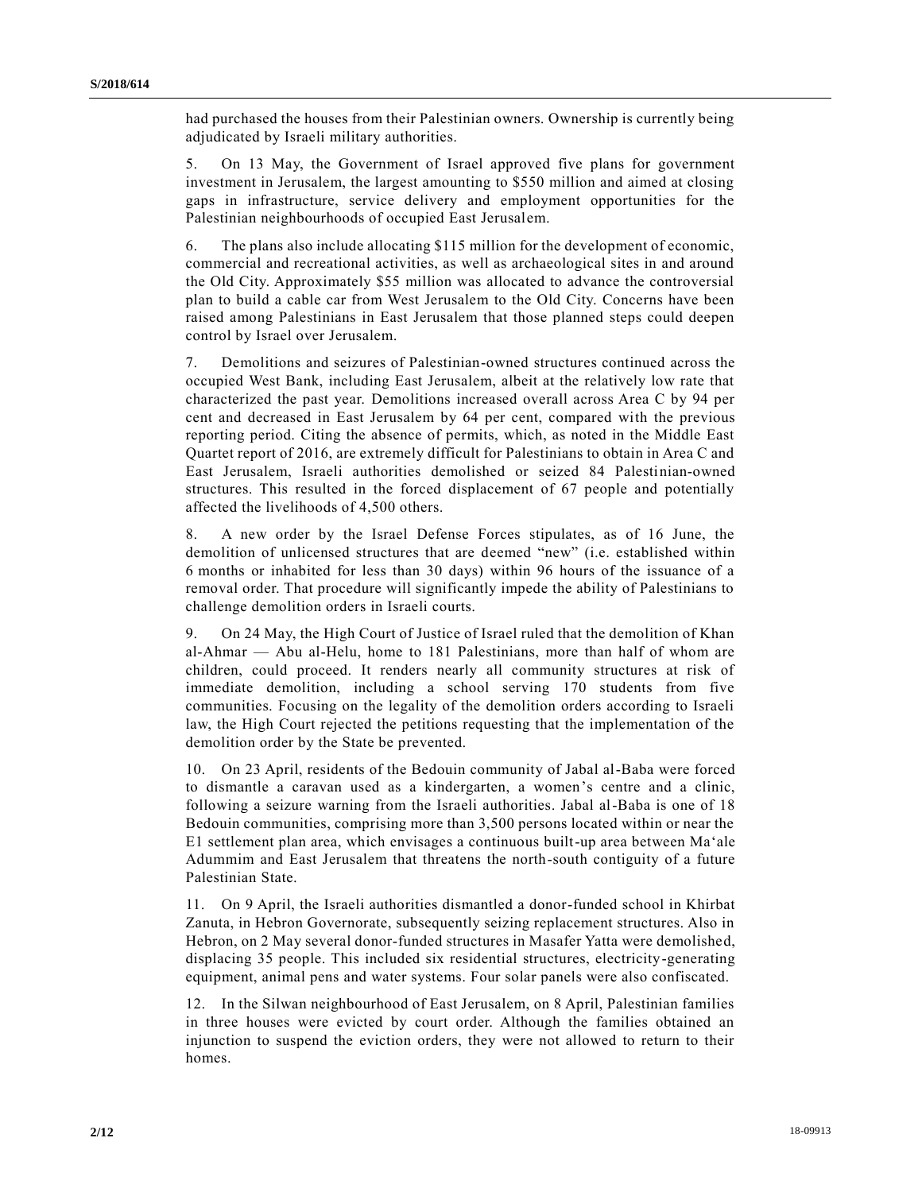had purchased the houses from their Palestinian owners. Ownership is currently being adjudicated by Israeli military authorities.

5. On 13 May, the Government of Israel approved five plans for government investment in Jerusalem, the largest amounting to $550 million and aimed at closing gaps in infrastructure, service delivery and employment opportunities for the Palestinian neighbourhoods of occupied East Jerusalem.

6. The plans also include allocating $115 million for the development of economic, commercial and recreational activities, as well as archaeological sites in and around the Old City. Approximately $55 million was allocated to advance the controversial plan to build a cable car from West Jerusalem to the Old City. Concerns have been raised among Palestinians in East Jerusalem that those planned steps could deepen control by Israel over Jerusalem.

7. Demolitions and seizures of Palestinian-owned structures continued across the occupied West Bank, including East Jerusalem, albeit at the relatively low rate that characterized the past year. Demolitions increased overall across Area C by 94 per cent and decreased in East Jerusalem by 64 per cent, compared with the previous reporting period. Citing the absence of permits, which, as noted in the Middle East Quartet report of 2016, are extremely difficult for Palestinians to obtain in Area C and East Jerusalem, Israeli authorities demolished or seized 84 Palestinian-owned structures. This resulted in the forced displacement of 67 people and potentially affected the livelihoods of 4,500 others.

8. A new order by the Israel Defense Forces stipulates, as of 16 June, the demolition of unlicensed structures that are deemed "new" (i.e. established within 6 months or inhabited for less than 30 days) within 96 hours of the issuance of a removal order. That procedure will significantly impede the ability of Palestinians to challenge demolition orders in Israeli courts.

9. On 24 May, the High Court of Justice of Israel ruled that the demolition of Khan al-Ahmar — Abu al-Helu, home to 181 Palestinians, more than half of whom are children, could proceed. It renders nearly all community structures at risk of immediate demolition, including a school serving 170 students from five communities. Focusing on the legality of the demolition orders according to Israeli law, the High Court rejected the petitions requesting that the implementation of the demolition order by the State be prevented.

10. On 23 April, residents of the Bedouin community of Jabal al-Baba were forced to dismantle a caravan used as a kindergarten, a women's centre and a clinic, following a seizure warning from the Israeli authorities. Jabal al-Baba is one of 18 Bedouin communities, comprising more than 3,500 persons located within or near the E1 settlement plan area, which envisages a continuous built-up area between Ma'ale Adummim and East Jerusalem that threatens the north-south contiguity of a future Palestinian State.

11. On 9 April, the Israeli authorities dismantled a donor-funded school in Khirbat Zanuta, in Hebron Governorate, subsequently seizing replacement structures. Also in Hebron, on 2 May several donor-funded structures in Masafer Yatta were demolished, displacing 35 people. This included six residential structures, electricity-generating equipment, animal pens and water systems. Four solar panels were also confiscated.

12. In the Silwan neighbourhood of East Jerusalem, on 8 April, Palestinian families in three houses were evicted by court order. Although the families obtained an injunction to suspend the eviction orders, they were not allowed to return to their homes.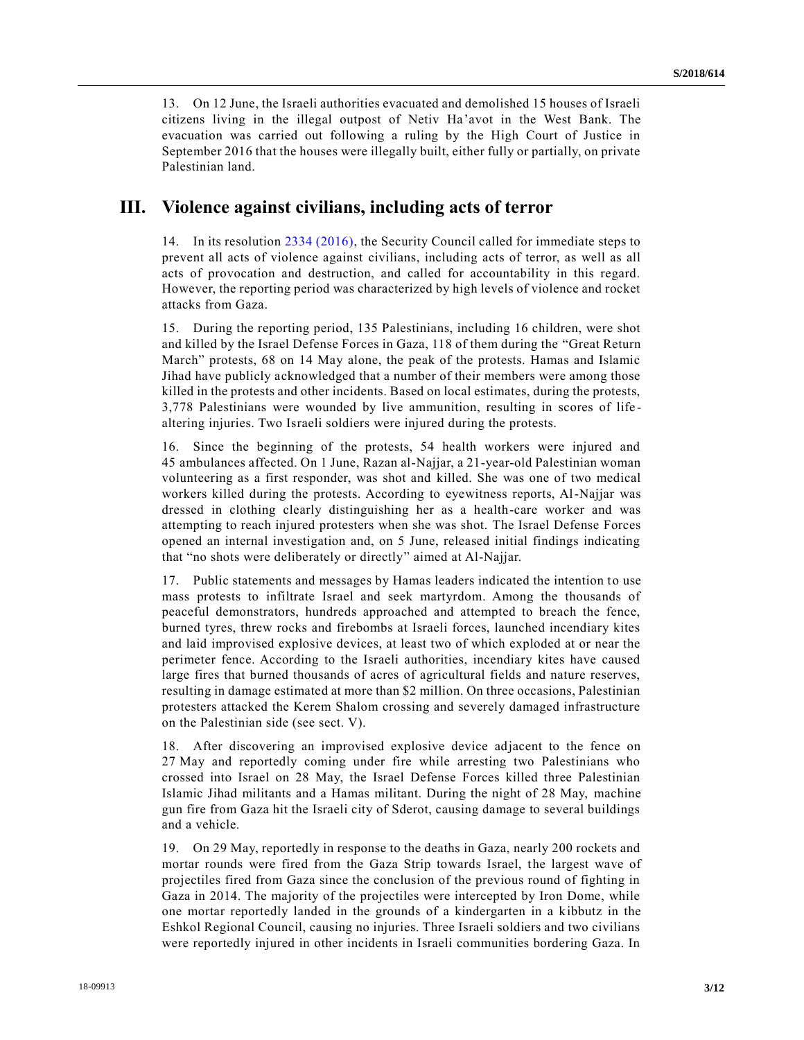13. On 12 June, the Israeli authorities evacuated and demolished 15 houses of Israeli citizens living in the illegal outpost of Netiv Ha'avot in the West Bank. The evacuation was carried out following a ruling by the High Court of Justice in September 2016 that the houses were illegally built, either fully or partially, on private Palestinian land.

## III. Violence against civilians, including acts of terror

14. In its resolution 2334 (2016), the Security Council called for immediate steps to prevent all acts of violence against civilians, including acts of terror, as well as all acts of provocation and destruction, and called for accountability in this regard. However, the reporting period was characterized by high levels of violence and rocket attacks from Gaza.

15. During the reporting period, 135 Palestinians, including 16 children, were shot and killed by the Israel Defense Forces in Gaza, 118 of them during the "Great Return March" protests, 68 on 14 May alone, the peak of the protests. Hamas and Islamic Jihad have publicly acknowledged that a number of their members were among those killed in the protests and other incidents. Based on local estimates, during the protests, 3,778 Palestinians were wounded by live ammunition, resulting in scores of life-altering injuries. Two Israeli soldiers were injured during the protests.

16. Since the beginning of the protests, 54 health workers were injured and 45 ambulances affected. On 1 June, Razan al-Najjar, a 21-year-old Palestinian woman volunteering as a first responder, was shot and killed. She was one of two medical workers killed during the protests. According to eyewitness reports, Al-Najjar was dressed in clothing clearly distinguishing her as a health-care worker and was attempting to reach injured protesters when she was shot. The Israel Defense Forces opened an internal investigation and, on 5 June, released initial findings indicating that "no shots were deliberately or directly" aimed at Al-Najjar.

17. Public statements and messages by Hamas leaders indicated the intention to use mass protests to infiltrate Israel and seek martyrdom. Among the thousands of peaceful demonstrators, hundreds approached and attempted to breach the fence, burned tyres, threw rocks and firebombs at Israeli forces, launched incendiary kites and laid improvised explosive devices, at least two of which exploded at or near the perimeter fence. According to the Israeli authorities, incendiary kites have caused large fires that burned thousands of acres of agricultural fields and nature reserves, resulting in damage estimated at more than $2 million. On three occasions, Palestinian protesters attacked the Kerem Shalom crossing and severely damaged infrastructure on the Palestinian side (see sect. V).

18. After discovering an improvised explosive device adjacent to the fence on 27 May and reportedly coming under fire while arresting two Palestinians who crossed into Israel on 28 May, the Israel Defense Forces killed three Palestinian Islamic Jihad militants and a Hamas militant. During the night of 28 May, machine gun fire from Gaza hit the Israeli city of Sderot, causing damage to several buildings and a vehicle.

19. On 29 May, reportedly in response to the deaths in Gaza, nearly 200 rockets and mortar rounds were fired from the Gaza Strip towards Israel, the largest wave of projectiles fired from Gaza since the conclusion of the previous round of fighting in Gaza in 2014. The majority of the projectiles were intercepted by Iron Dome, while one mortar reportedly landed in the grounds of a kindergarten in a kibbutz in the Eshkol Regional Council, causing no injuries. Three Israeli soldiers and two civilians were reportedly injured in other incidents in Israeli communities bordering Gaza. In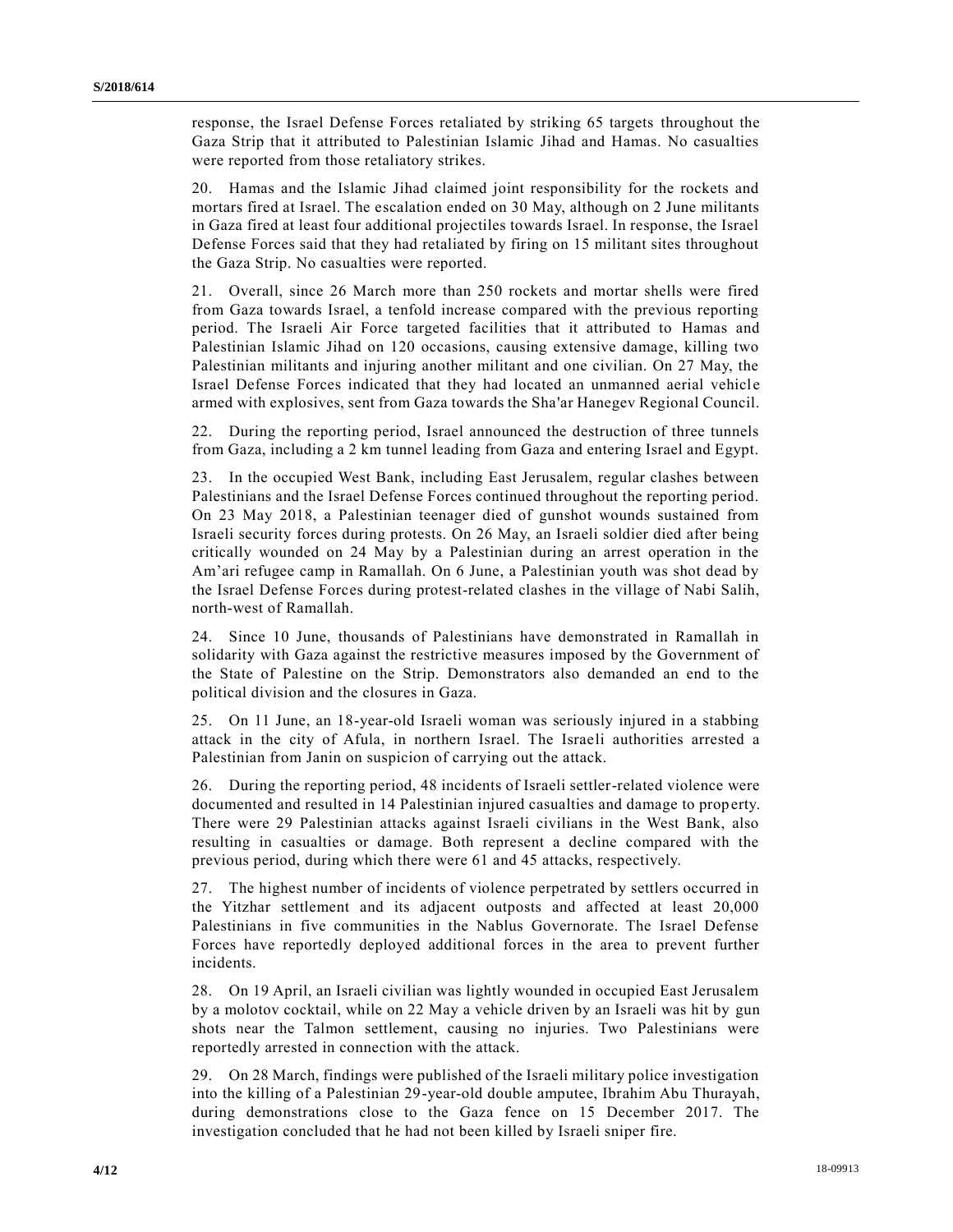response, the Israel Defense Forces retaliated by striking 65 targets throughout the Gaza Strip that it attributed to Palestinian Islamic Jihad and Hamas. No casualties were reported from those retaliatory strikes.

20. Hamas and the Islamic Jihad claimed joint responsibility for the rockets and mortars fired at Israel. The escalation ended on 30 May, although on 2 June militants in Gaza fired at least four additional projectiles towards Israel. In response, the Israel Defense Forces said that they had retaliated by firing on 15 militant sites throughout the Gaza Strip. No casualties were reported.

21. Overall, since 26 March more than 250 rockets and mortar shells were fired from Gaza towards Israel, a tenfold increase compared with the previous reporting period. The Israeli Air Force targeted facilities that it attributed to Hamas and Palestinian Islamic Jihad on 120 occasions, causing extensive damage, killing two Palestinian militants and injuring another militant and one civilian. On 27 May, the Israel Defense Forces indicated that they had located an unmanned aerial vehicle armed with explosives, sent from Gaza towards the Sha'ar Hanegev Regional Council.

22. During the reporting period, Israel announced the destruction of three tunnels from Gaza, including a 2 km tunnel leading from Gaza and entering Israel and Egypt.

23. In the occupied West Bank, including East Jerusalem, regular clashes between Palestinians and the Israel Defense Forces continued throughout the reporting period. On 23 May 2018, a Palestinian teenager died of gunshot wounds sustained from Israeli security forces during protests. On 26 May, an Israeli soldier died after being critically wounded on 24 May by a Palestinian during an arrest operation in the Am'ari refugee camp in Ramallah. On 6 June, a Palestinian youth was shot dead by the Israel Defense Forces during protest-related clashes in the village of Nabi Salih, north-west of Ramallah.

24. Since 10 June, thousands of Palestinians have demonstrated in Ramallah in solidarity with Gaza against the restrictive measures imposed by the Government of the State of Palestine on the Strip. Demonstrators also demanded an end to the political division and the closures in Gaza.

25. On 11 June, an 18-year-old Israeli woman was seriously injured in a stabbing attack in the city of Afula, in northern Israel. The Israeli authorities arrested a Palestinian from Janin on suspicion of carrying out the attack.

26. During the reporting period, 48 incidents of Israeli settler-related violence were documented and resulted in 14 Palestinian injured casualties and damage to property. There were 29 Palestinian attacks against Israeli civilians in the West Bank, also resulting in casualties or damage. Both represent a decline compared with the previous period, during which there were 61 and 45 attacks, respectively.

27. The highest number of incidents of violence perpetrated by settlers occurred in the Yitzhar settlement and its adjacent outposts and affected at least 20,000 Palestinians in five communities in the Nablus Governorate. The Israel Defense Forces have reportedly deployed additional forces in the area to prevent further incidents.

28. On 19 April, an Israeli civilian was lightly wounded in occupied East Jerusalem by a molotov cocktail, while on 22 May a vehicle driven by an Israeli was hit by gun shots near the Talmon settlement, causing no injuries. Two Palestinians were reportedly arrested in connection with the attack.

29. On 28 March, findings were published of the Israeli military police investigation into the killing of a Palestinian 29-year-old double amputee, Ibrahim Abu Thurayah, during demonstrations close to the Gaza fence on 15 December 2017. The investigation concluded that he had not been killed by Israeli sniper fire.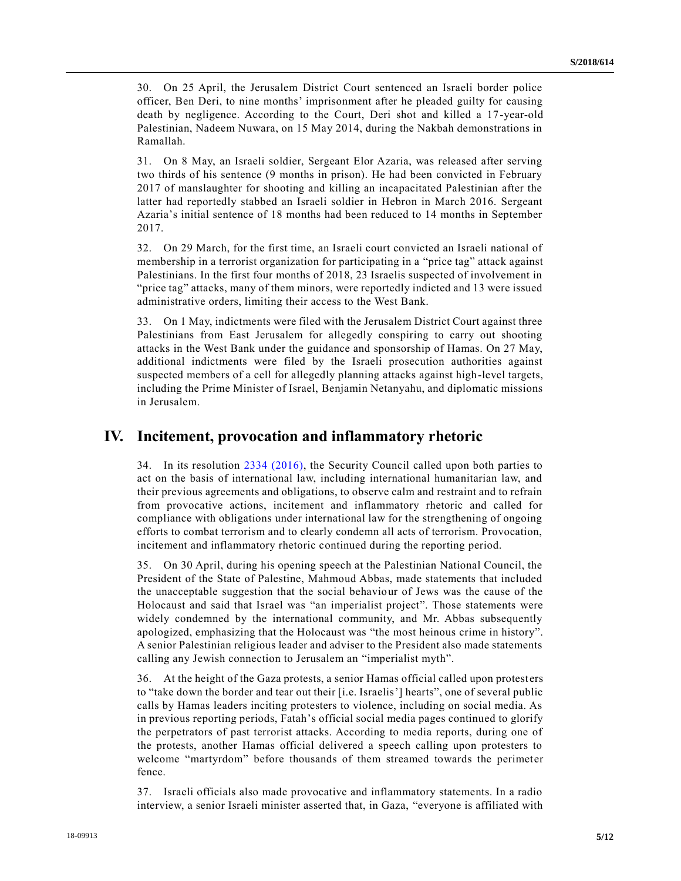30. On 25 April, the Jerusalem District Court sentenced an Israeli border police officer, Ben Deri, to nine months' imprisonment after he pleaded guilty for causing death by negligence. According to the Court, Deri shot and killed a 17-year-old Palestinian, Nadeem Nuwara, on 15 May 2014, during the Nakbah demonstrations in Ramallah.

31. On 8 May, an Israeli soldier, Sergeant Elor Azaria, was released after serving two thirds of his sentence (9 months in prison). He had been convicted in February 2017 of manslaughter for shooting and killing an incapacitated Palestinian after the latter had reportedly stabbed an Israeli soldier in Hebron in March 2016. Sergeant Azaria's initial sentence of 18 months had been reduced to 14 months in September 2017.

32. On 29 March, for the first time, an Israeli court convicted an Israeli national of membership in a terrorist organization for participating in a "price tag" attack against Palestinians. In the first four months of 2018, 23 Israelis suspected of involvement in "price tag" attacks, many of them minors, were reportedly indicted and 13 were issued administrative orders, limiting their access to the West Bank.

33. On 1 May, indictments were filed with the Jerusalem District Court against three Palestinians from East Jerusalem for allegedly conspiring to carry out shooting attacks in the West Bank under the guidance and sponsorship of Hamas. On 27 May, additional indictments were filed by the Israeli prosecution authorities against suspected members of a cell for allegedly planning attacks against high-level targets, including the Prime Minister of Israel, Benjamin Netanyahu, and diplomatic missions in Jerusalem.

## IV. Incitement, provocation and inflammatory rhetoric

34. In its resolution 2334 (2016), the Security Council called upon both parties to act on the basis of international law, including international humanitarian law, and their previous agreements and obligations, to observe calm and restraint and to refrain from provocative actions, incitement and inflammatory rhetoric and called for compliance with obligations under international law for the strengthening of ongoing efforts to combat terrorism and to clearly condemn all acts of terrorism. Provocation, incitement and inflammatory rhetoric continued during the reporting period.

35. On 30 April, during his opening speech at the Palestinian National Council, the President of the State of Palestine, Mahmoud Abbas, made statements that included the unacceptable suggestion that the social behaviour of Jews was the cause of the Holocaust and said that Israel was "an imperialist project". Those statements were widely condemned by the international community, and Mr. Abbas subsequently apologized, emphasizing that the Holocaust was "the most heinous crime in history". A senior Palestinian religious leader and adviser to the President also made statements calling any Jewish connection to Jerusalem an "imperialist myth".

36. At the height of the Gaza protests, a senior Hamas official called upon protesters to "take down the border and tear out their [i.e. Israelis'] hearts", one of several public calls by Hamas leaders inciting protesters to violence, including on social media. As in previous reporting periods, Fatah's official social media pages continued to glorify the perpetrators of past terrorist attacks. According to media reports, during one of the protests, another Hamas official delivered a speech calling upon protesters to welcome "martyrdom" before thousands of them streamed towards the perimeter fence.

37. Israeli officials also made provocative and inflammatory statements. In a radio interview, a senior Israeli minister asserted that, in Gaza, "everyone is affiliated with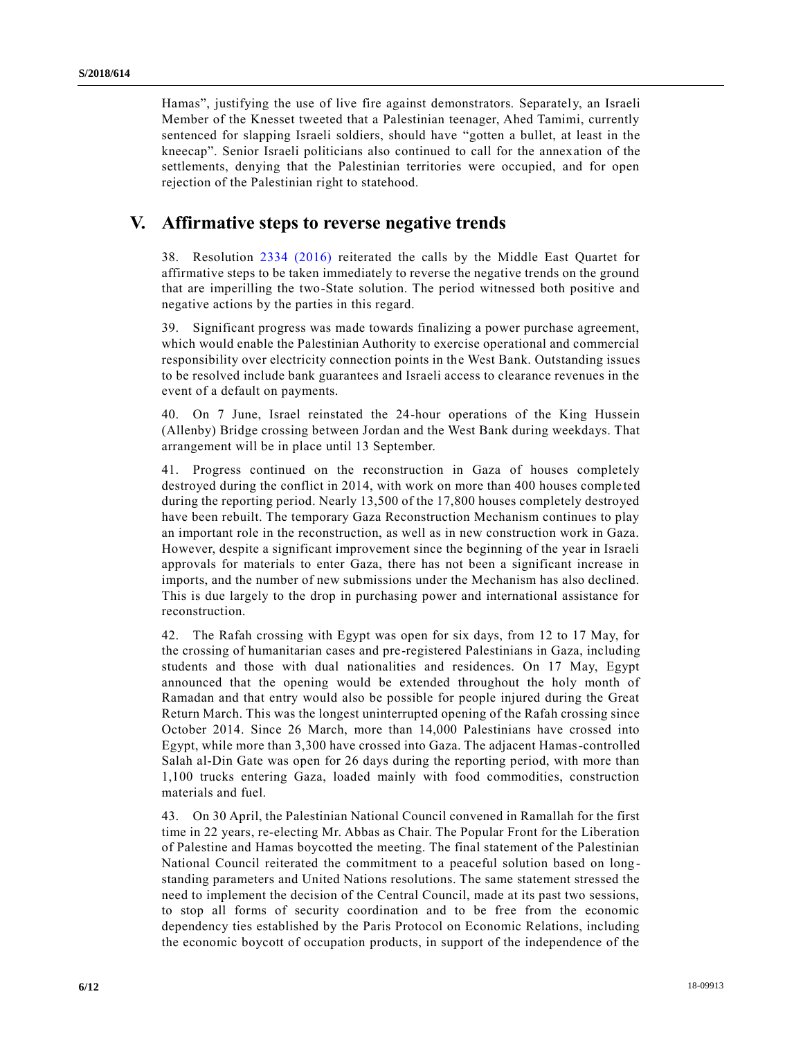Hamas", justifying the use of live fire against demonstrators. Separately, an Israeli Member of the Knesset tweeted that a Palestinian teenager, Ahed Tamimi, currently sentenced for slapping Israeli soldiers, should have "gotten a bullet, at least in the kneecap". Senior Israeli politicians also continued to call for the annexation of the settlements, denying that the Palestinian territories were occupied, and for open rejection of the Palestinian right to statehood.

## V. Affirmative steps to reverse negative trends

38. Resolution 2334 (2016) reiterated the calls by the Middle East Quartet for affirmative steps to be taken immediately to reverse the negative trends on the ground that are imperilling the two-State solution. The period witnessed both positive and negative actions by the parties in this regard.

39. Significant progress was made towards finalizing a power purchase agreement, which would enable the Palestinian Authority to exercise operational and commercial responsibility over electricity connection points in the West Bank. Outstanding issues to be resolved include bank guarantees and Israeli access to clearance revenues in the event of a default on payments.

40. On 7 June, Israel reinstated the 24-hour operations of the King Hussein (Allenby) Bridge crossing between Jordan and the West Bank during weekdays. That arrangement will be in place until 13 September.

41. Progress continued on the reconstruction in Gaza of houses completely destroyed during the conflict in 2014, with work on more than 400 houses completed during the reporting period. Nearly 13,500 of the 17,800 houses completely destroyed have been rebuilt. The temporary Gaza Reconstruction Mechanism continues to play an important role in the reconstruction, as well as in new construction work in Gaza. However, despite a significant improvement since the beginning of the year in Israeli approvals for materials to enter Gaza, there has not been a significant increase in imports, and the number of new submissions under the Mechanism has also declined. This is due largely to the drop in purchasing power and international assistance for reconstruction.

42. The Rafah crossing with Egypt was open for six days, from 12 to 17 May, for the crossing of humanitarian cases and pre-registered Palestinians in Gaza, including students and those with dual nationalities and residences. On 17 May, Egypt announced that the opening would be extended throughout the holy month of Ramadan and that entry would also be possible for people injured during the Great Return March. This was the longest uninterrupted opening of the Rafah crossing since October 2014. Since 26 March, more than 14,000 Palestinians have crossed into Egypt, while more than 3,300 have crossed into Gaza. The adjacent Hamas-controlled Salah al-Din Gate was open for 26 days during the reporting period, with more than 1,100 trucks entering Gaza, loaded mainly with food commodities, construction materials and fuel.

43. On 30 April, the Palestinian National Council convened in Ramallah for the first time in 22 years, re-electing Mr. Abbas as Chair. The Popular Front for the Liberation of Palestine and Hamas boycotted the meeting. The final statement of the Palestinian National Council reiterated the commitment to a peaceful solution based on long-standing parameters and United Nations resolutions. The same statement stressed the need to implement the decision of the Central Council, made at its past two sessions, to stop all forms of security coordination and to be free from the economic dependency ties established by the Paris Protocol on Economic Relations, including the economic boycott of occupation products, in support of the independence of the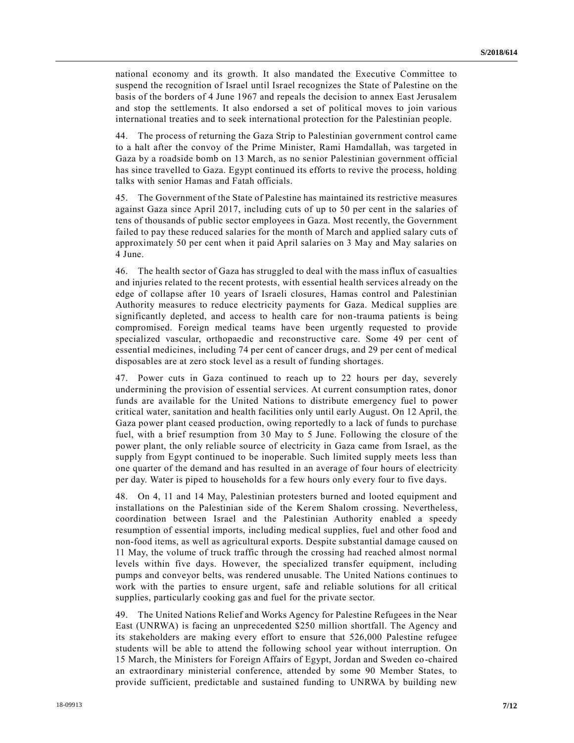national economy and its growth. It also mandated the Executive Committee to suspend the recognition of Israel until Israel recognizes the State of Palestine on the basis of the borders of 4 June 1967 and repeals the decision to annex East Jerusalem and stop the settlements. It also endorsed a set of political moves to join various international treaties and to seek international protection for the Palestinian people.

44. The process of returning the Gaza Strip to Palestinian government control came to a halt after the convoy of the Prime Minister, Rami Hamdallah, was targeted in Gaza by a roadside bomb on 13 March, as no senior Palestinian government official has since travelled to Gaza. Egypt continued its efforts to revive the process, holding talks with senior Hamas and Fatah officials.

45. The Government of the State of Palestine has maintained its restrictive measures against Gaza since April 2017, including cuts of up to 50 per cent in the salaries of tens of thousands of public sector employees in Gaza. Most recently, the Government failed to pay these reduced salaries for the month of March and applied salary cuts of approximately 50 per cent when it paid April salaries on 3 May and May salaries on 4 June.

46. The health sector of Gaza has struggled to deal with the mass influx of casualties and injuries related to the recent protests, with essential health services already on the edge of collapse after 10 years of Israeli closures, Hamas control and Palestinian Authority measures to reduce electricity payments for Gaza. Medical supplies are significantly depleted, and access to health care for non-trauma patients is being compromised. Foreign medical teams have been urgently requested to provide specialized vascular, orthopaedic and reconstructive care. Some 49 per cent of essential medicines, including 74 per cent of cancer drugs, and 29 per cent of medical disposables are at zero stock level as a result of funding shortages.

47. Power cuts in Gaza continued to reach up to 22 hours per day, severely undermining the provision of essential services. At current consumption rates, donor funds are available for the United Nations to distribute emergency fuel to power critical water, sanitation and health facilities only until early August. On 12 April, the Gaza power plant ceased production, owing reportedly to a lack of funds to purchase fuel, with a brief resumption from 30 May to 5 June. Following the closure of the power plant, the only reliable source of electricity in Gaza came from Israel, as the supply from Egypt continued to be inoperable. Such limited supply meets less than one quarter of the demand and has resulted in an average of four hours of electricity per day. Water is piped to households for a few hours only every four to five days.

48. On 4, 11 and 14 May, Palestinian protesters burned and looted equipment and installations on the Palestinian side of the Kerem Shalom crossing. Nevertheless, coordination between Israel and the Palestinian Authority enabled a speedy resumption of essential imports, including medical supplies, fuel and other food and non-food items, as well as agricultural exports. Despite substantial damage caused on 11 May, the volume of truck traffic through the crossing had reached almost normal levels within five days. However, the specialized transfer equipment, including pumps and conveyor belts, was rendered unusable. The United Nations continues to work with the parties to ensure urgent, safe and reliable solutions for all critical supplies, particularly cooking gas and fuel for the private sector.

49. The United Nations Relief and Works Agency for Palestine Refugees in the Near East (UNRWA) is facing an unprecedented $250 million shortfall. The Agency and its stakeholders are making every effort to ensure that 526,000 Palestine refugee students will be able to attend the following school year without interruption. On 15 March, the Ministers for Foreign Affairs of Egypt, Jordan and Sweden co-chaired an extraordinary ministerial conference, attended by some 90 Member States, to provide sufficient, predictable and sustained funding to UNRWA by building new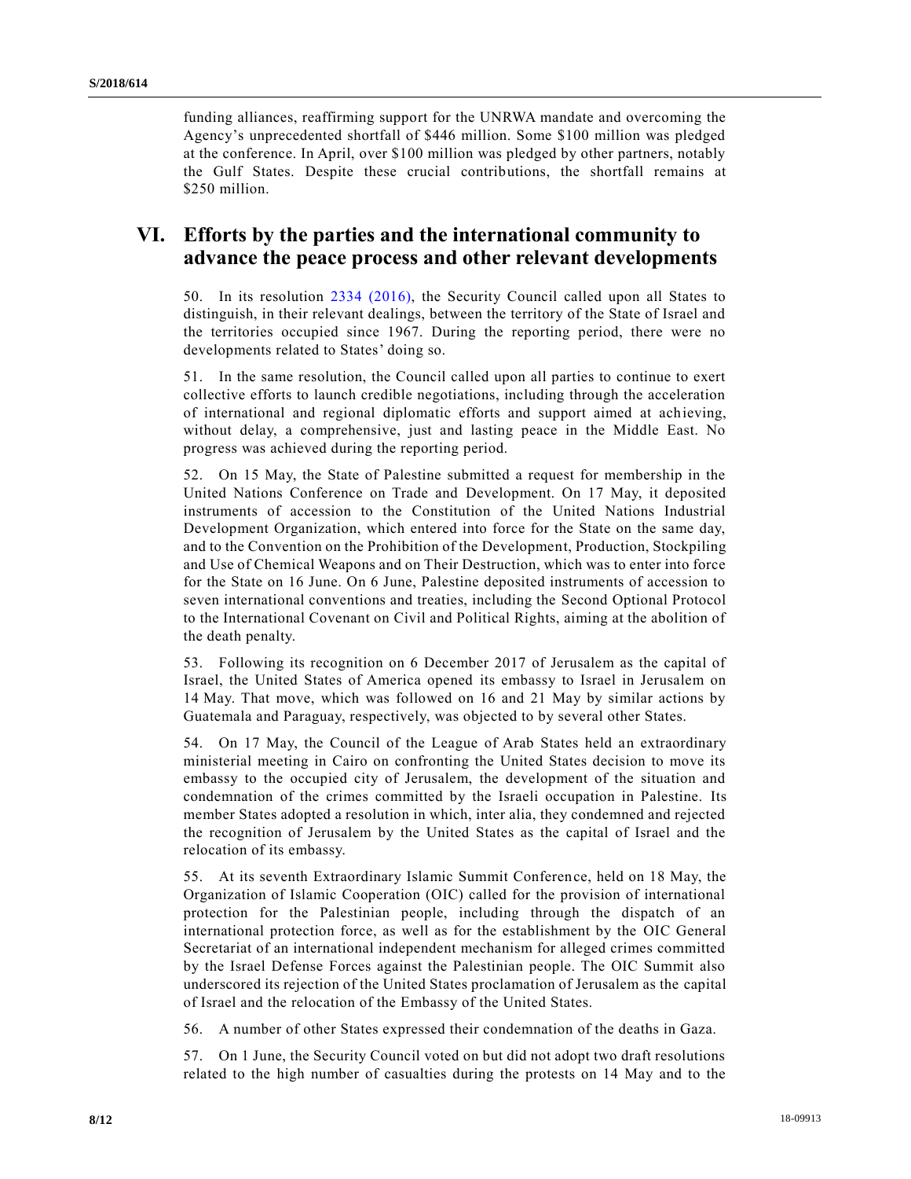funding alliances, reaffirming support for the UNRWA mandate and overcoming the Agency's unprecedented shortfall of $446 million. Some $100 million was pledged at the conference. In April, over $100 million was pledged by other partners, notably the Gulf States. Despite these crucial contributions, the shortfall remains at $250 million.

## VI. Efforts by the parties and the international community to advance the peace process and other relevant developments

50. In its resolution 2334 (2016), the Security Council called upon all States to distinguish, in their relevant dealings, between the territory of the State of Israel and the territories occupied since 1967. During the reporting period, there were no developments related to States' doing so.

51. In the same resolution, the Council called upon all parties to continue to exert collective efforts to launch credible negotiations, including through the acceleration of international and regional diplomatic efforts and support aimed at achieving, without delay, a comprehensive, just and lasting peace in the Middle East. No progress was achieved during the reporting period.

52. On 15 May, the State of Palestine submitted a request for membership in the United Nations Conference on Trade and Development. On 17 May, it deposited instruments of accession to the Constitution of the United Nations Industrial Development Organization, which entered into force for the State on the same day, and to the Convention on the Prohibition of the Development, Production, Stockpiling and Use of Chemical Weapons and on Their Destruction, which was to enter into force for the State on 16 June. On 6 June, Palestine deposited instruments of accession to seven international conventions and treaties, including the Second Optional Protocol to the International Covenant on Civil and Political Rights, aiming at the abolition of the death penalty.

53. Following its recognition on 6 December 2017 of Jerusalem as the capital of Israel, the United States of America opened its embassy to Israel in Jerusalem on 14 May. That move, which was followed on 16 and 21 May by similar actions by Guatemala and Paraguay, respectively, was objected to by several other States.

54. On 17 May, the Council of the League of Arab States held an extraordinary ministerial meeting in Cairo on confronting the United States decision to move its embassy to the occupied city of Jerusalem, the development of the situation and condemnation of the crimes committed by the Israeli occupation in Palestine. Its member States adopted a resolution in which, inter alia, they condemned and rejected the recognition of Jerusalem by the United States as the capital of Israel and the relocation of its embassy.

55. At its seventh Extraordinary Islamic Summit Conference, held on 18 May, the Organization of Islamic Cooperation (OIC) called for the provision of international protection for the Palestinian people, including through the dispatch of an international protection force, as well as for the establishment by the OIC General Secretariat of an international independent mechanism for alleged crimes committed by the Israel Defense Forces against the Palestinian people. The OIC Summit also underscored its rejection of the United States proclamation of Jerusalem as the capital of Israel and the relocation of the Embassy of the United States.

56. A number of other States expressed their condemnation of the deaths in Gaza.

57. On 1 June, the Security Council voted on but did not adopt two draft resolutions related to the high number of casualties during the protests on 14 May and to the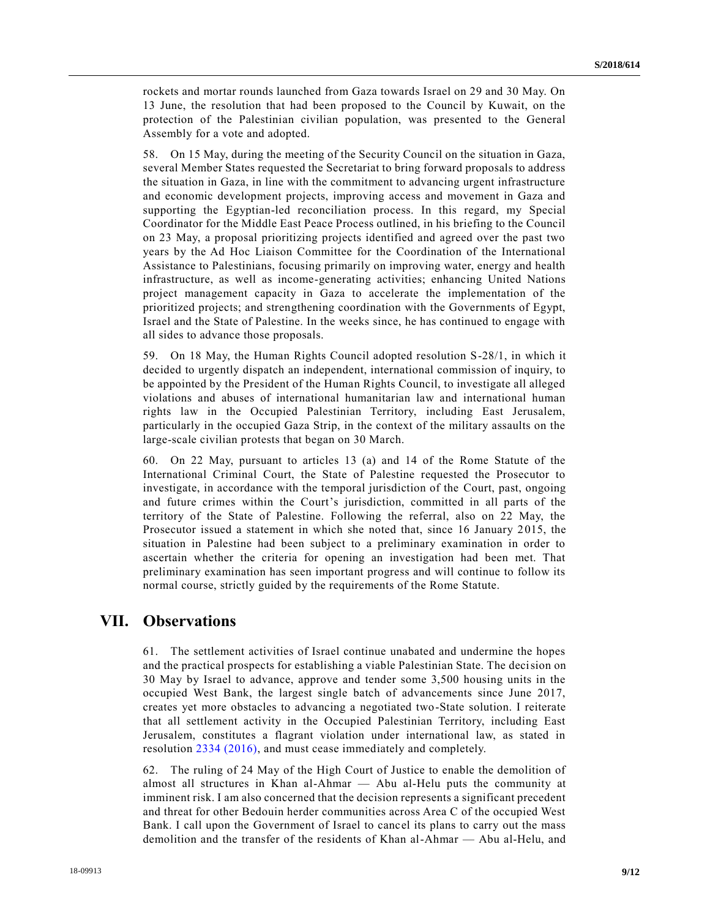rockets and mortar rounds launched from Gaza towards Israel on 29 and 30 May. On 13 June, the resolution that had been proposed to the Council by Kuwait, on the protection of the Palestinian civilian population, was presented to the General Assembly for a vote and adopted.

58. On 15 May, during the meeting of the Security Council on the situation in Gaza, several Member States requested the Secretariat to bring forward proposals to address the situation in Gaza, in line with the commitment to advancing urgent infrastructure and economic development projects, improving access and movement in Gaza and supporting the Egyptian-led reconciliation process. In this regard, my Special Coordinator for the Middle East Peace Process outlined, in his briefing to the Council on 23 May, a proposal prioritizing projects identified and agreed over the past two years by the Ad Hoc Liaison Committee for the Coordination of the International Assistance to Palestinians, focusing primarily on improving water, energy and health infrastructure, as well as income-generating activities; enhancing United Nations project management capacity in Gaza to accelerate the implementation of the prioritized projects; and strengthening coordination with the Governments of Egypt, Israel and the State of Palestine. In the weeks since, he has continued to engage with all sides to advance those proposals.

59. On 18 May, the Human Rights Council adopted resolution S-28/1, in which it decided to urgently dispatch an independent, international commission of inquiry, to be appointed by the President of the Human Rights Council, to investigate all alleged violations and abuses of international humanitarian law and international human rights law in the Occupied Palestinian Territory, including East Jerusalem, particularly in the occupied Gaza Strip, in the context of the military assaults on the large-scale civilian protests that began on 30 March.

60. On 22 May, pursuant to articles 13 (a) and 14 of the Rome Statute of the International Criminal Court, the State of Palestine requested the Prosecutor to investigate, in accordance with the temporal jurisdiction of the Court, past, ongoing and future crimes within the Court's jurisdiction, committed in all parts of the territory of the State of Palestine. Following the referral, also on 22 May, the Prosecutor issued a statement in which she noted that, since 16 January 2015, the situation in Palestine had been subject to a preliminary examination in order to ascertain whether the criteria for opening an investigation had been met. That preliminary examination has seen important progress and will continue to follow its normal course, strictly guided by the requirements of the Rome Statute.

# VII. Observations

61. The settlement activities of Israel continue unabated and undermine the hopes and the practical prospects for establishing a viable Palestinian State. The decision on 30 May by Israel to advance, approve and tender some 3,500 housing units in the occupied West Bank, the largest single batch of advancements since June 2017, creates yet more obstacles to advancing a negotiated two-State solution. I reiterate that all settlement activity in the Occupied Palestinian Territory, including East Jerusalem, constitutes a flagrant violation under international law, as stated in resolution 2334 (2016), and must cease immediately and completely.

62. The ruling of 24 May of the High Court of Justice to enable the demolition of almost all structures in Khan al-Ahmar — Abu al-Helu puts the community at imminent risk. I am also concerned that the decision represents a significant precedent and threat for other Bedouin herder communities across Area C of the occupied West Bank. I call upon the Government of Israel to cancel its plans to carry out the mass demolition and the transfer of the residents of Khan al-Ahmar — Abu al-Helu, and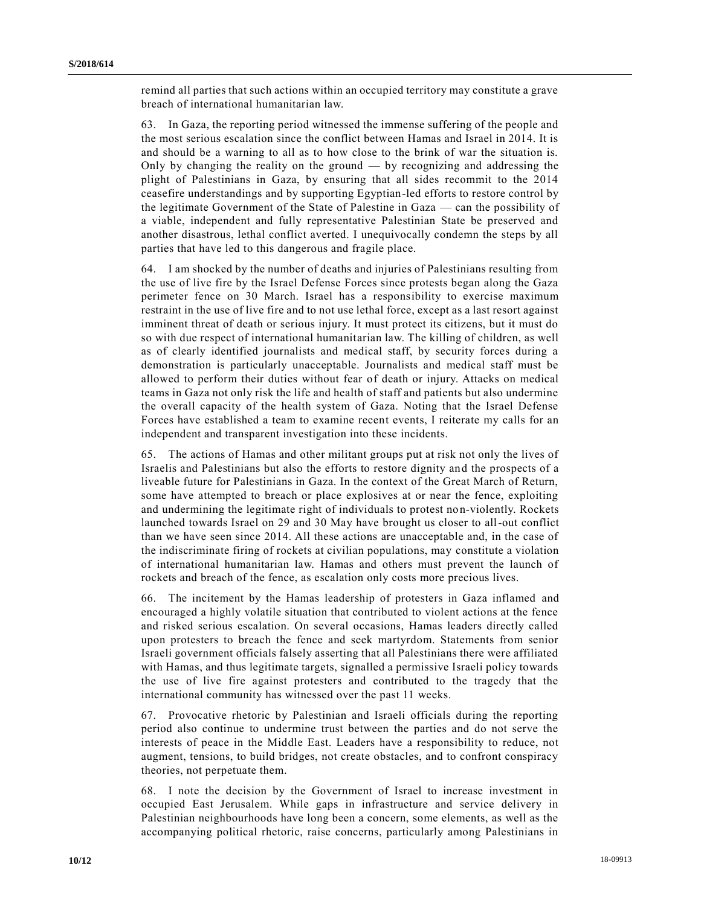remind all parties that such actions within an occupied territory may constitute a grave breach of international humanitarian law.

63. In Gaza, the reporting period witnessed the immense suffering of the people and the most serious escalation since the conflict between Hamas and Israel in 2014. It is and should be a warning to all as to how close to the brink of war the situation is. Only by changing the reality on the ground — by recognizing and addressing the plight of Palestinians in Gaza, by ensuring that all sides recommit to the 2014 ceasefire understandings and by supporting Egyptian-led efforts to restore control by the legitimate Government of the State of Palestine in Gaza — can the possibility of a viable, independent and fully representative Palestinian State be preserved and another disastrous, lethal conflict averted. I unequivocally condemn the steps by all parties that have led to this dangerous and fragile place.

64. I am shocked by the number of deaths and injuries of Palestinians resulting from the use of live fire by the Israel Defense Forces since protests began along the Gaza perimeter fence on 30 March. Israel has a responsibility to exercise maximum restraint in the use of live fire and to not use lethal force, except as a last resort against imminent threat of death or serious injury. It must protect its citizens, but it must do so with due respect of international humanitarian law. The killing of children, as well as of clearly identified journalists and medical staff, by security forces during a demonstration is particularly unacceptable. Journalists and medical staff must be allowed to perform their duties without fear of death or injury. Attacks on medical teams in Gaza not only risk the life and health of staff and patients but also undermine the overall capacity of the health system of Gaza. Noting that the Israel Defense Forces have established a team to examine recent events, I reiterate my calls for an independent and transparent investigation into these incidents.

65. The actions of Hamas and other militant groups put at risk not only the lives of Israelis and Palestinians but also the efforts to restore dignity and the prospects of a liveable future for Palestinians in Gaza. In the context of the Great March of Return, some have attempted to breach or place explosives at or near the fence, exploiting and undermining the legitimate right of individuals to protest non-violently. Rockets launched towards Israel on 29 and 30 May have brought us closer to all-out conflict than we have seen since 2014. All these actions are unacceptable and, in the case of the indiscriminate firing of rockets at civilian populations, may constitute a violation of international humanitarian law. Hamas and others must prevent the launch of rockets and breach of the fence, as escalation only costs more precious lives.

66. The incitement by the Hamas leadership of protesters in Gaza inflamed and encouraged a highly volatile situation that contributed to violent actions at the fence and risked serious escalation. On several occasions, Hamas leaders directly called upon protesters to breach the fence and seek martyrdom. Statements from senior Israeli government officials falsely asserting that all Palestinians there were affiliated with Hamas, and thus legitimate targets, signalled a permissive Israeli policy towards the use of live fire against protesters and contributed to the tragedy that the international community has witnessed over the past 11 weeks.

67. Provocative rhetoric by Palestinian and Israeli officials during the reporting period also continue to undermine trust between the parties and do not serve the interests of peace in the Middle East. Leaders have a responsibility to reduce, not augment, tensions, to build bridges, not create obstacles, and to confront conspiracy theories, not perpetuate them.

68. I note the decision by the Government of Israel to increase investment in occupied East Jerusalem. While gaps in infrastructure and service delivery in Palestinian neighbourhoods have long been a concern, some elements, as well as the accompanying political rhetoric, raise concerns, particularly among Palestinians in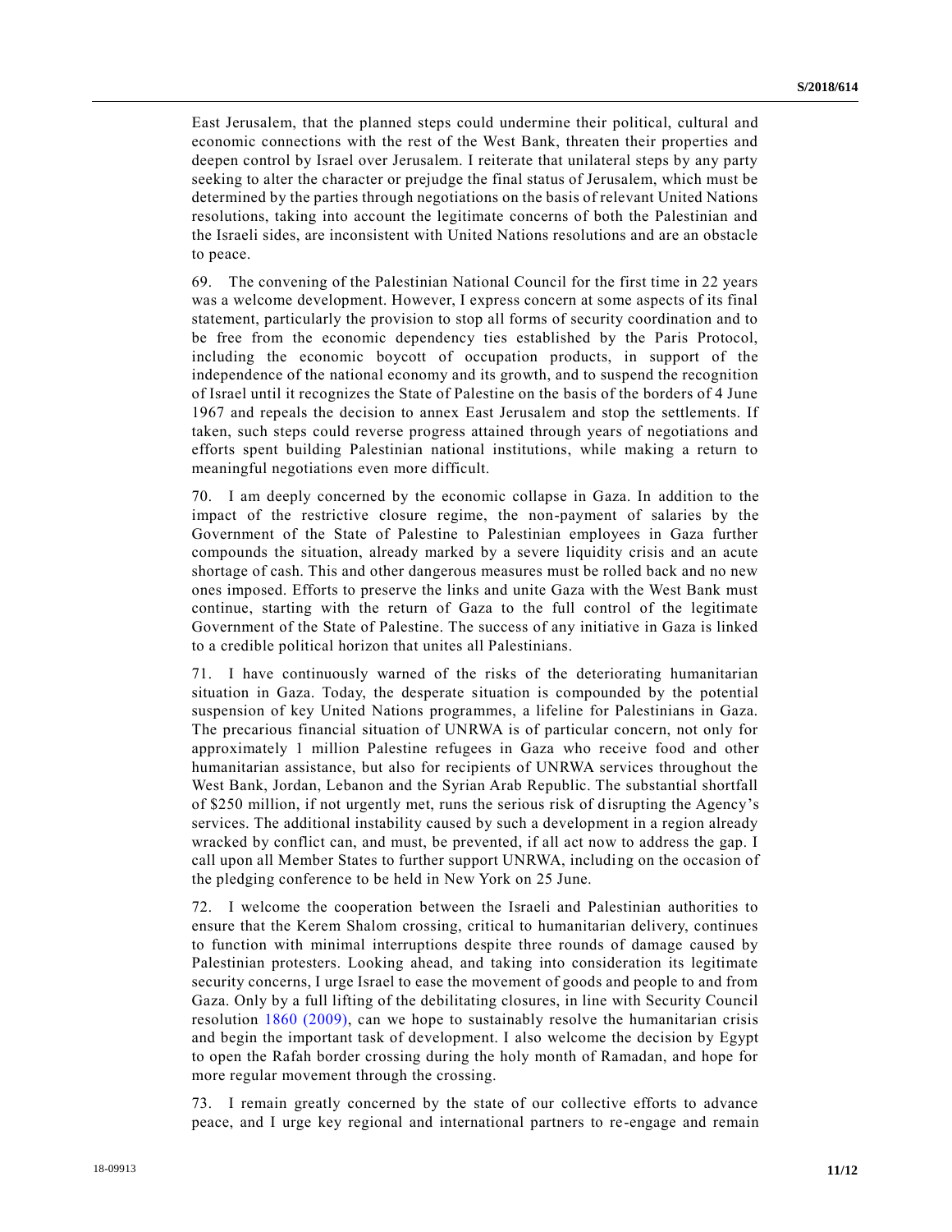East Jerusalem, that the planned steps could undermine their political, cultural and economic connections with the rest of the West Bank, threaten their properties and deepen control by Israel over Jerusalem. I reiterate that unilateral steps by any party seeking to alter the character or prejudge the final status of Jerusalem, which must be determined by the parties through negotiations on the basis of relevant United Nations resolutions, taking into account the legitimate concerns of both the Palestinian and the Israeli sides, are inconsistent with United Nations resolutions and are an obstacle to peace.

69. The convening of the Palestinian National Council for the first time in 22 years was a welcome development. However, I express concern at some aspects of its final statement, particularly the provision to stop all forms of security coordination and to be free from the economic dependency ties established by the Paris Protocol, including the economic boycott of occupation products, in support of the independence of the national economy and its growth, and to suspend the recognition of Israel until it recognizes the State of Palestine on the basis of the borders of 4 June 1967 and repeals the decision to annex East Jerusalem and stop the settlements. If taken, such steps could reverse progress attained through years of negotiations and efforts spent building Palestinian national institutions, while making a return to meaningful negotiations even more difficult.

70. I am deeply concerned by the economic collapse in Gaza. In addition to the impact of the restrictive closure regime, the non-payment of salaries by the Government of the State of Palestine to Palestinian employees in Gaza further compounds the situation, already marked by a severe liquidity crisis and an acute shortage of cash. This and other dangerous measures must be rolled back and no new ones imposed. Efforts to preserve the links and unite Gaza with the West Bank must continue, starting with the return of Gaza to the full control of the legitimate Government of the State of Palestine. The success of any initiative in Gaza is linked to a credible political horizon that unites all Palestinians.

71. I have continuously warned of the risks of the deteriorating humanitarian situation in Gaza. Today, the desperate situation is compounded by the potential suspension of key United Nations programmes, a lifeline for Palestinians in Gaza. The precarious financial situation of UNRWA is of particular concern, not only for approximately 1 million Palestine refugees in Gaza who receive food and other humanitarian assistance, but also for recipients of UNRWA services throughout the West Bank, Jordan, Lebanon and the Syrian Arab Republic. The substantial shortfall of $250 million, if not urgently met, runs the serious risk of disrupting the Agency's services. The additional instability caused by such a development in a region already wracked by conflict can, and must, be prevented, if all act now to address the gap. I call upon all Member States to further support UNRWA, including on the occasion of the pledging conference to be held in New York on 25 June.

72. I welcome the cooperation between the Israeli and Palestinian authorities to ensure that the Kerem Shalom crossing, critical to humanitarian delivery, continues to function with minimal interruptions despite three rounds of damage caused by Palestinian protesters. Looking ahead, and taking into consideration its legitimate security concerns, I urge Israel to ease the movement of goods and people to and from Gaza. Only by a full lifting of the debilitating closures, in line with Security Council resolution 1860 (2009), can we hope to sustainably resolve the humanitarian crisis and begin the important task of development. I also welcome the decision by Egypt to open the Rafah border crossing during the holy month of Ramadan, and hope for more regular movement through the crossing.

73. I remain greatly concerned by the state of our collective efforts to advance peace, and I urge key regional and international partners to re-engage and remain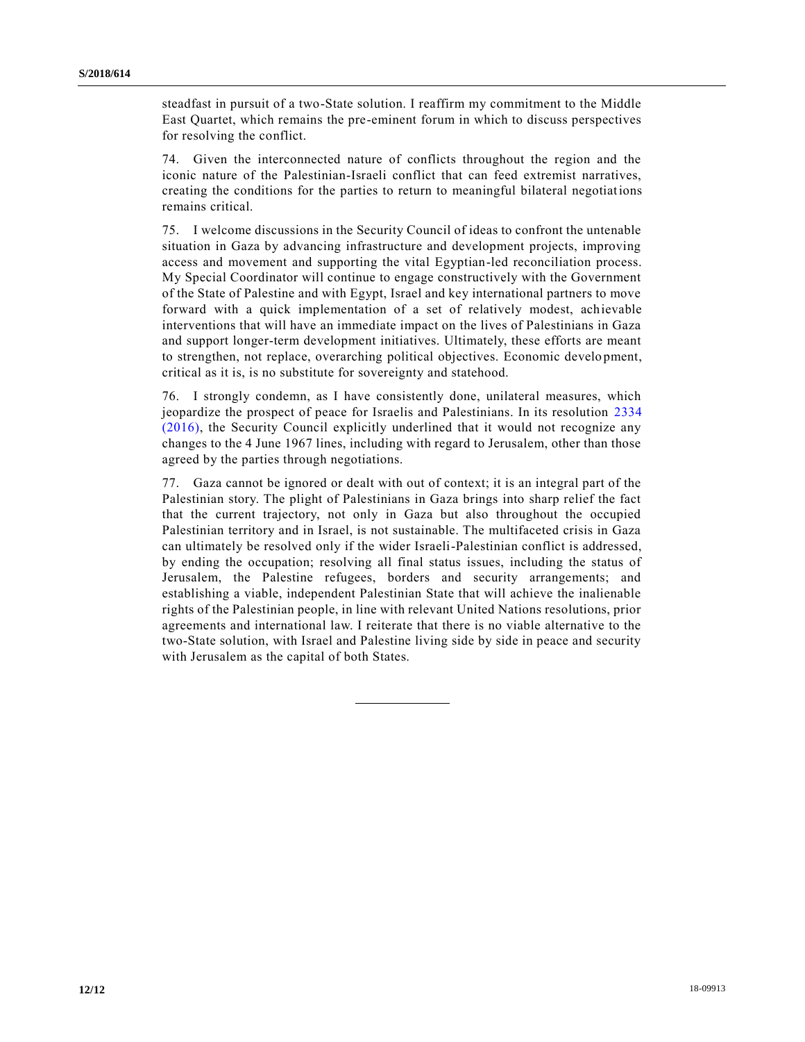steadfast in pursuit of a two-State solution. I reaffirm my commitment to the Middle East Quartet, which remains the pre-eminent forum in which to discuss perspectives for resolving the conflict.

74. Given the interconnected nature of conflicts throughout the region and the iconic nature of the Palestinian-Israeli conflict that can feed extremist narratives, creating the conditions for the parties to return to meaningful bilateral negotiations remains critical.

75. I welcome discussions in the Security Council of ideas to confront the untenable situation in Gaza by advancing infrastructure and development projects, improving access and movement and supporting the vital Egyptian-led reconciliation process. My Special Coordinator will continue to engage constructively with the Government of the State of Palestine and with Egypt, Israel and key international partners to move forward with a quick implementation of a set of relatively modest, achievable interventions that will have an immediate impact on the lives of Palestinians in Gaza and support longer-term development initiatives. Ultimately, these efforts are meant to strengthen, not replace, overarching political objectives. Economic development, critical as it is, is no substitute for sovereignty and statehood.

76. I strongly condemn, as I have consistently done, unilateral measures, which jeopardize the prospect of peace for Israelis and Palestinians. In its resolution 2334 (2016), the Security Council explicitly underlined that it would not recognize any changes to the 4 June 1967 lines, including with regard to Jerusalem, other than those agreed by the parties through negotiations.

77. Gaza cannot be ignored or dealt with out of context; it is an integral part of the Palestinian story. The plight of Palestinians in Gaza brings into sharp relief the fact that the current trajectory, not only in Gaza but also throughout the occupied Palestinian territory and in Israel, is not sustainable. The multifaceted crisis in Gaza can ultimately be resolved only if the wider Israeli-Palestinian conflict is addressed, by ending the occupation; resolving all final status issues, including the status of Jerusalem, the Palestine refugees, borders and security arrangements; and establishing a viable, independent Palestinian State that will achieve the inalienable rights of the Palestinian people, in line with relevant United Nations resolutions, prior agreements and international law. I reiterate that there is no viable alternative to the two-State solution, with Israel and Palestine living side by side in peace and security with Jerusalem as the capital of both States.